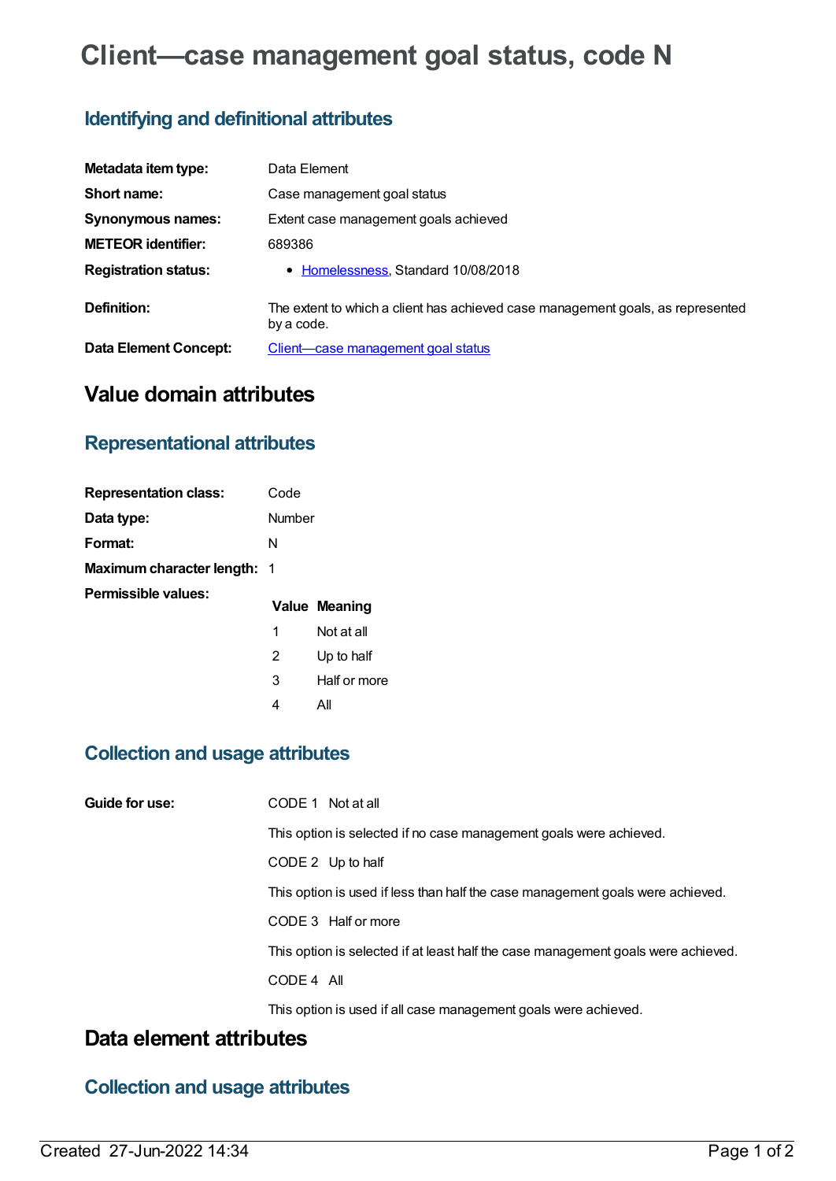# Client—case management goal status, code N

## Identifying and definitional attributes

| | |
|---|---|
| **Metadata item type:** | Data Element |
| **Short name:** | Case management goal status |
| **Synonymous names:** | Extent case management goals achieved |
| **METEOR identifier:** | 689386 |
| **Registration status:** | • Homelessness, Standard 10/08/2018 |
| **Definition:** | The extent to which a client has achieved case management goals, as represented by a code. |
| **Data Element Concept:** | Client—case management goal status |

# Value domain attributes

## Representational attributes

| | |
|---|---|
| **Representation class:** | Code |
| **Data type:** | Number |
| **Format:** | N |
| **Maximum character length:** | 1 |

**Permissible values:**

| Value | Meaning |
|---|---|
| 1 | Not at all |
| 2 | Up to half |
| 3 | Half or more |
| 4 | All |

## Collection and usage attributes

**Guide for use:**

CODE 1 Not at all

This option is selected if no case management goals were achieved.

CODE 2 Up to half

This option is used if less than half the case management goals were achieved.

CODE 3 Half or more

This option is selected if at least half the case management goals were achieved.

CODE 4 All

This option is used if all case management goals were achieved.

# Data element attributes

## Collection and usage attributes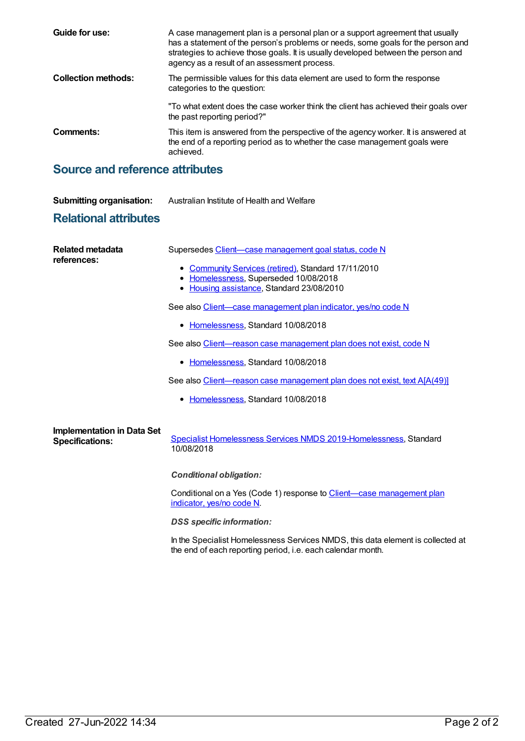**Guide for use:** A case management plan is a personal plan or a support agreement that usually has a statement of the person's problems or needs, some goals for the person and strategies to achieve those goals. It is usually developed between the person and agency as a result of an assessment process.

**Collection methods:** The permissible values for this data element are used to form the response categories to the question:

"To what extent does the case worker think the client has achieved their goals over the past reporting period?"

**Comments:** This item is answered from the perspective of the agency worker. It is answered at the end of a reporting period as to whether the case management goals were achieved.

## Source and reference attributes

**Submitting organisation:** Australian Institute of Health and Welfare

## Relational attributes

**Related metadata references:**

Supersedes Client—case management goal status, code N

- Community Services (retired), Standard 17/11/2010
- Homelessness, Superseded 10/08/2018
- Housing assistance, Standard 23/08/2010

See also Client—case management plan indicator, yes/no code N

- Homelessness, Standard 10/08/2018

See also Client—reason case management plan does not exist, code N

- Homelessness, Standard 10/08/2018

See also Client—reason case management plan does not exist, text A[A(49)]

- Homelessness, Standard 10/08/2018

**Implementation in Data Set Specifications:**

Specialist Homelessness Services NMDS 2019-Homelessness, Standard 10/08/2018

***Conditional obligation:***

Conditional on a Yes (Code 1) response to Client—case management plan indicator, yes/no code N.

***DSS specific information:***

In the Specialist Homelessness Services NMDS, this data element is collected at the end of each reporting period, i.e. each calendar month.